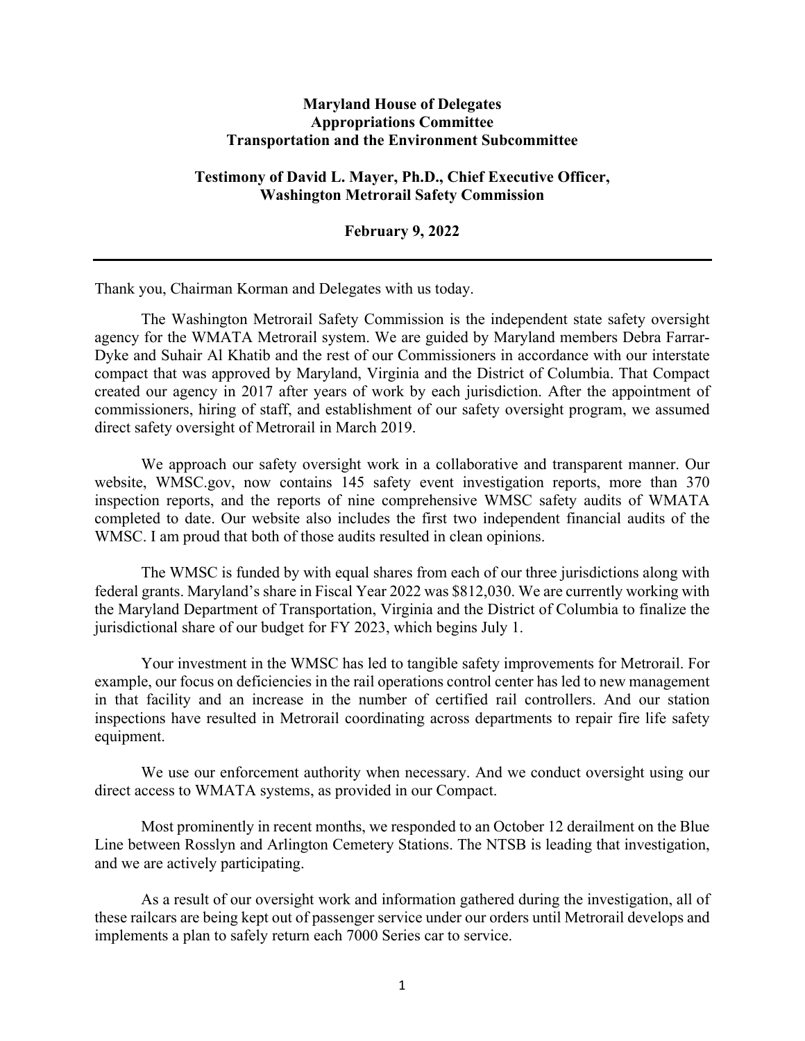**Maryland House of Delegates**
**Appropriations Committee**
**Transportation and the Environment Subcommittee**

**Testimony of David L. Mayer, Ph.D., Chief Executive Officer,**
**Washington Metrorail Safety Commission**

**February 9, 2022**

---

Thank you, Chairman Korman and Delegates with us today.

The Washington Metrorail Safety Commission is the independent state safety oversight agency for the WMATA Metrorail system. We are guided by Maryland members Debra Farrar-Dyke and Suhair Al Khatib and the rest of our Commissioners in accordance with our interstate compact that was approved by Maryland, Virginia and the District of Columbia. That Compact created our agency in 2017 after years of work by each jurisdiction. After the appointment of commissioners, hiring of staff, and establishment of our safety oversight program, we assumed direct safety oversight of Metrorail in March 2019.

We approach our safety oversight work in a collaborative and transparent manner. Our website, WMSC.gov, now contains 145 safety event investigation reports, more than 370 inspection reports, and the reports of nine comprehensive WMSC safety audits of WMATA completed to date. Our website also includes the first two independent financial audits of the WMSC. I am proud that both of those audits resulted in clean opinions.

The WMSC is funded by with equal shares from each of our three jurisdictions along with federal grants. Maryland's share in Fiscal Year 2022 was $812,030. We are currently working with the Maryland Department of Transportation, Virginia and the District of Columbia to finalize the jurisdictional share of our budget for FY 2023, which begins July 1.

Your investment in the WMSC has led to tangible safety improvements for Metrorail. For example, our focus on deficiencies in the rail operations control center has led to new management in that facility and an increase in the number of certified rail controllers. And our station inspections have resulted in Metrorail coordinating across departments to repair fire life safety equipment.

We use our enforcement authority when necessary. And we conduct oversight using our direct access to WMATA systems, as provided in our Compact.

Most prominently in recent months, we responded to an October 12 derailment on the Blue Line between Rosslyn and Arlington Cemetery Stations. The NTSB is leading that investigation, and we are actively participating.

As a result of our oversight work and information gathered during the investigation, all of these railcars are being kept out of passenger service under our orders until Metrorail develops and implements a plan to safely return each 7000 Series car to service.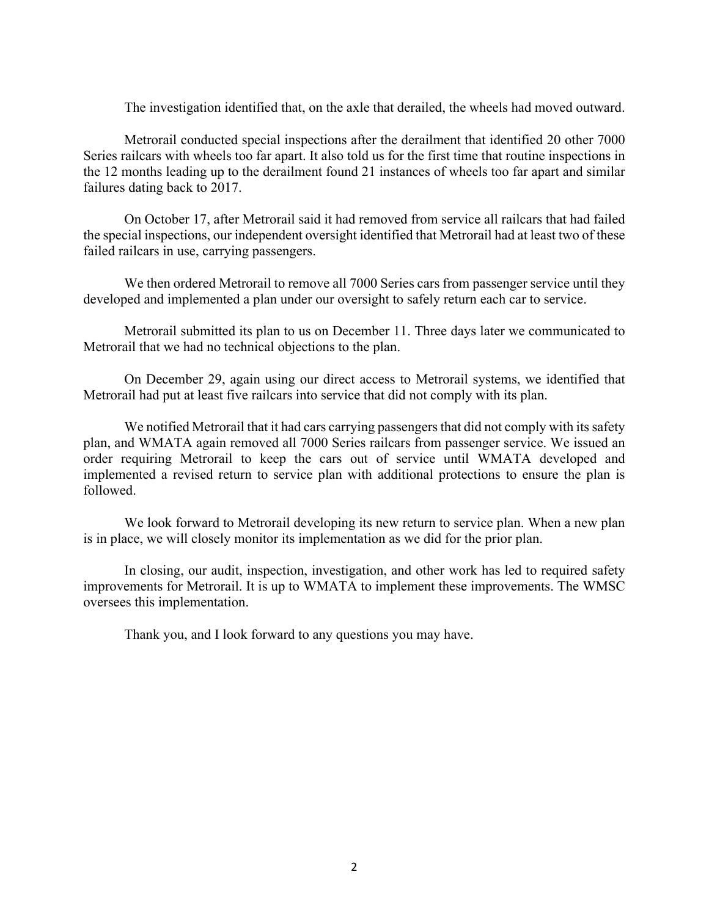The investigation identified that, on the axle that derailed, the wheels had moved outward.

Metrorail conducted special inspections after the derailment that identified 20 other 7000 Series railcars with wheels too far apart. It also told us for the first time that routine inspections in the 12 months leading up to the derailment found 21 instances of wheels too far apart and similar failures dating back to 2017.

On October 17, after Metrorail said it had removed from service all railcars that had failed the special inspections, our independent oversight identified that Metrorail had at least two of these failed railcars in use, carrying passengers.

We then ordered Metrorail to remove all 7000 Series cars from passenger service until they developed and implemented a plan under our oversight to safely return each car to service.

Metrorail submitted its plan to us on December 11. Three days later we communicated to Metrorail that we had no technical objections to the plan.

On December 29, again using our direct access to Metrorail systems, we identified that Metrorail had put at least five railcars into service that did not comply with its plan.

We notified Metrorail that it had cars carrying passengers that did not comply with its safety plan, and WMATA again removed all 7000 Series railcars from passenger service. We issued an order requiring Metrorail to keep the cars out of service until WMATA developed and implemented a revised return to service plan with additional protections to ensure the plan is followed.

We look forward to Metrorail developing its new return to service plan. When a new plan is in place, we will closely monitor its implementation as we did for the prior plan.

In closing, our audit, inspection, investigation, and other work has led to required safety improvements for Metrorail. It is up to WMATA to implement these improvements. The WMSC oversees this implementation.

Thank you, and I look forward to any questions you may have.